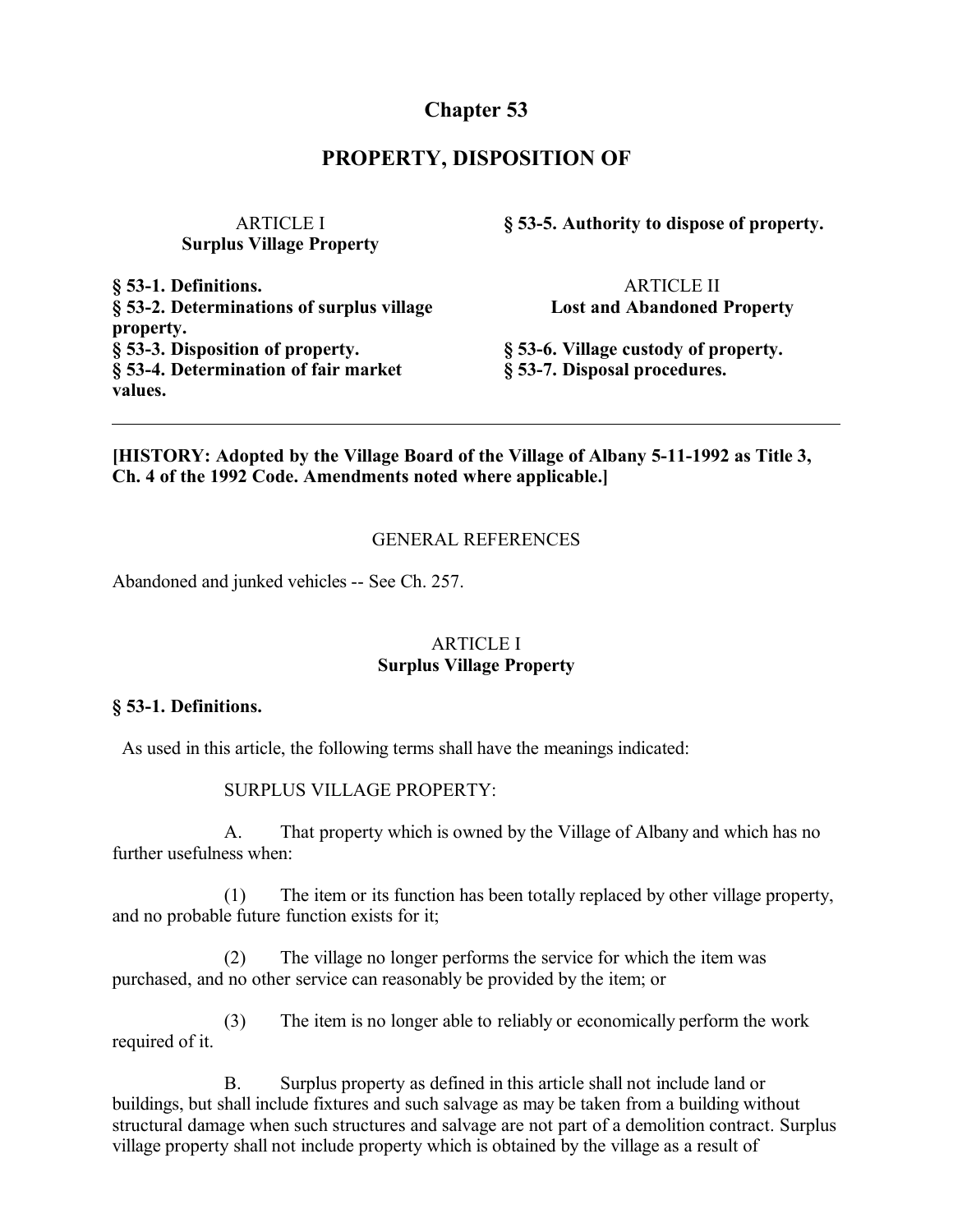# Chapter 53

## PROPERTY, DISPOSITION OF

ARTICLE I
**Surplus Village Property**

**§ 53-1. Definitions.**
**§ 53-2. Determinations of surplus village property.**
**§ 53-3. Disposition of property.**
**§ 53-4. Determination of fair market values.**
**§ 53-5. Authority to dispose of property.**

ARTICLE II
**Lost and Abandoned Property**

**§ 53-6. Village custody of property.**
**§ 53-7. Disposal procedures.**

---

**[HISTORY: Adopted by the Village Board of the Village of Albany 5-11-1992 as Title 3, Ch. 4 of the 1992 Code. Amendments noted where applicable.]**

GENERAL REFERENCES

Abandoned and junked vehicles -- See Ch. 257.

### ARTICLE I
### Surplus Village Property

#### § 53-1. Definitions.

As used in this article, the following terms shall have the meanings indicated:

SURPLUS VILLAGE PROPERTY:

A. That property which is owned by the Village of Albany and which has no further usefulness when:

(1) The item or its function has been totally replaced by other village property, and no probable future function exists for it;

(2) The village no longer performs the service for which the item was purchased, and no other service can reasonably be provided by the item; or

(3) The item is no longer able to reliably or economically perform the work required of it.

B. Surplus property as defined in this article shall not include land or buildings, but shall include fixtures and such salvage as may be taken from a building without structural damage when such structures and salvage are not part of a demolition contract. Surplus village property shall not include property which is obtained by the village as a result of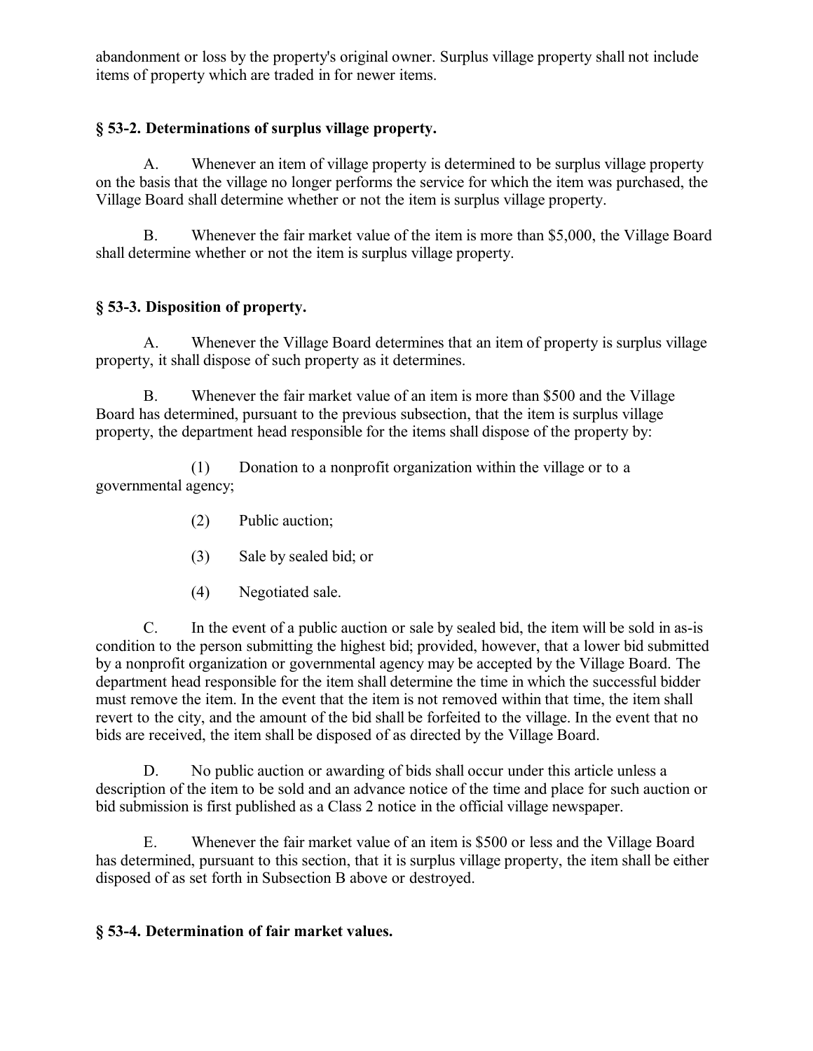abandonment or loss by the property's original owner. Surplus village property shall not include items of property which are traded in for newer items.

### § 53-2. Determinations of surplus village property.

A. Whenever an item of village property is determined to be surplus village property on the basis that the village no longer performs the service for which the item was purchased, the Village Board shall determine whether or not the item is surplus village property.

B. Whenever the fair market value of the item is more than $5,000, the Village Board shall determine whether or not the item is surplus village property.

### § 53-3. Disposition of property.

A. Whenever the Village Board determines that an item of property is surplus village property, it shall dispose of such property as it determines.

B. Whenever the fair market value of an item is more than $500 and the Village Board has determined, pursuant to the previous subsection, that the item is surplus village property, the department head responsible for the items shall dispose of the property by:

(1) Donation to a nonprofit organization within the village or to a governmental agency;

(2) Public auction;

(3) Sale by sealed bid; or

(4) Negotiated sale.

C. In the event of a public auction or sale by sealed bid, the item will be sold in as-is condition to the person submitting the highest bid; provided, however, that a lower bid submitted by a nonprofit organization or governmental agency may be accepted by the Village Board. The department head responsible for the item shall determine the time in which the successful bidder must remove the item. In the event that the item is not removed within that time, the item shall revert to the city, and the amount of the bid shall be forfeited to the village. In the event that no bids are received, the item shall be disposed of as directed by the Village Board.

D. No public auction or awarding of bids shall occur under this article unless a description of the item to be sold and an advance notice of the time and place for such auction or bid submission is first published as a Class 2 notice in the official village newspaper.

E. Whenever the fair market value of an item is $500 or less and the Village Board has determined, pursuant to this section, that it is surplus village property, the item shall be either disposed of as set forth in Subsection B above or destroyed.

### § 53-4. Determination of fair market values.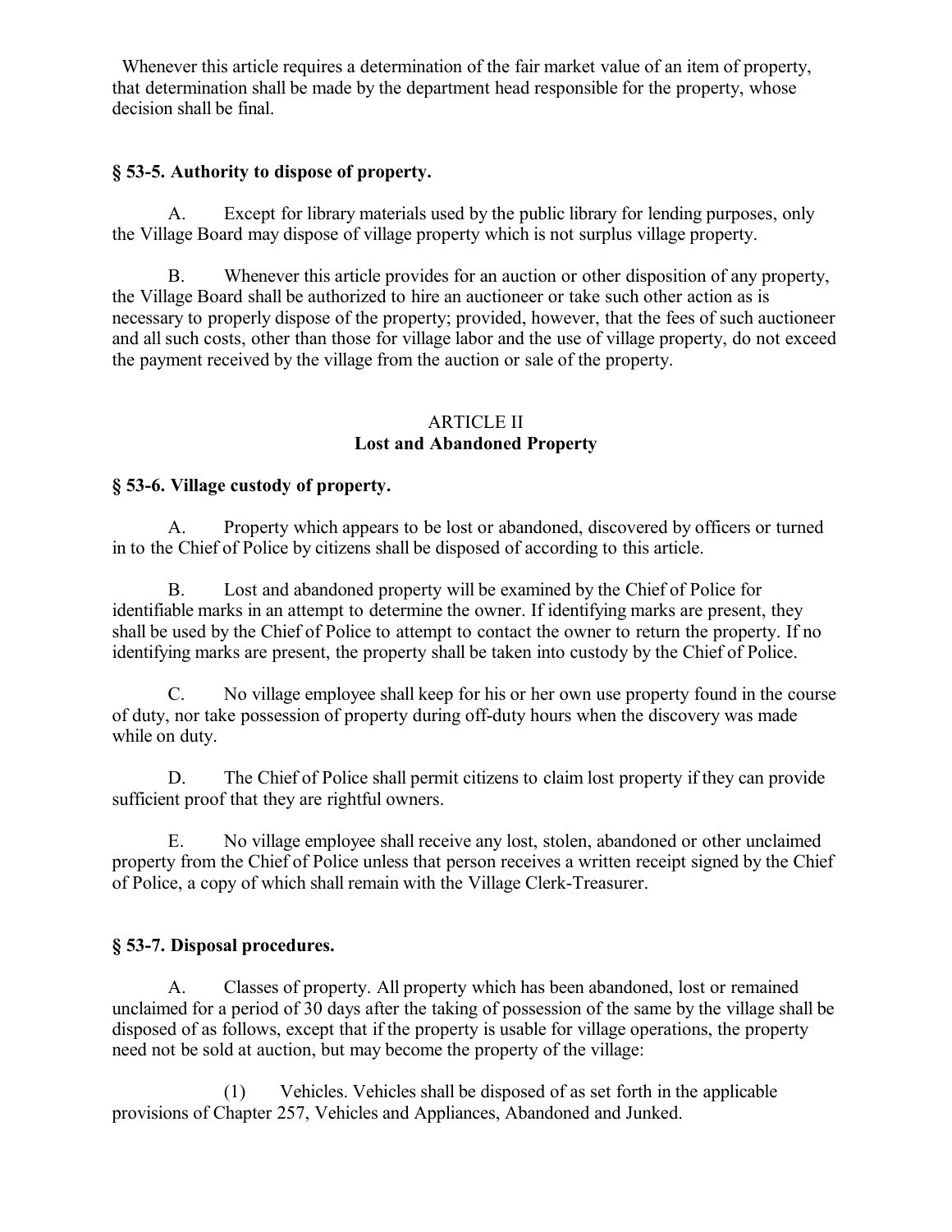Whenever this article requires a determination of the fair market value of an item of property, that determination shall be made by the department head responsible for the property, whose decision shall be final.

### § 53-5. Authority to dispose of property.

A. Except for library materials used by the public library for lending purposes, only the Village Board may dispose of village property which is not surplus village property.

B. Whenever this article provides for an auction or other disposition of any property, the Village Board shall be authorized to hire an auctioneer or take such other action as is necessary to properly dispose of the property; provided, however, that the fees of such auctioneer and all such costs, other than those for village labor and the use of village property, do not exceed the payment received by the village from the auction or sale of the property.

## ARTICLE II
## Lost and Abandoned Property

### § 53-6. Village custody of property.

A. Property which appears to be lost or abandoned, discovered by officers or turned in to the Chief of Police by citizens shall be disposed of according to this article.

B. Lost and abandoned property will be examined by the Chief of Police for identifiable marks in an attempt to determine the owner. If identifying marks are present, they shall be used by the Chief of Police to attempt to contact the owner to return the property. If no identifying marks are present, the property shall be taken into custody by the Chief of Police.

C. No village employee shall keep for his or her own use property found in the course of duty, nor take possession of property during off-duty hours when the discovery was made while on duty.

D. The Chief of Police shall permit citizens to claim lost property if they can provide sufficient proof that they are rightful owners.

E. No village employee shall receive any lost, stolen, abandoned or other unclaimed property from the Chief of Police unless that person receives a written receipt signed by the Chief of Police, a copy of which shall remain with the Village Clerk-Treasurer.

### § 53-7. Disposal procedures.

A. Classes of property. All property which has been abandoned, lost or remained unclaimed for a period of 30 days after the taking of possession of the same by the village shall be disposed of as follows, except that if the property is usable for village operations, the property need not be sold at auction, but may become the property of the village:

(1) Vehicles. Vehicles shall be disposed of as set forth in the applicable provisions of Chapter 257, Vehicles and Appliances, Abandoned and Junked.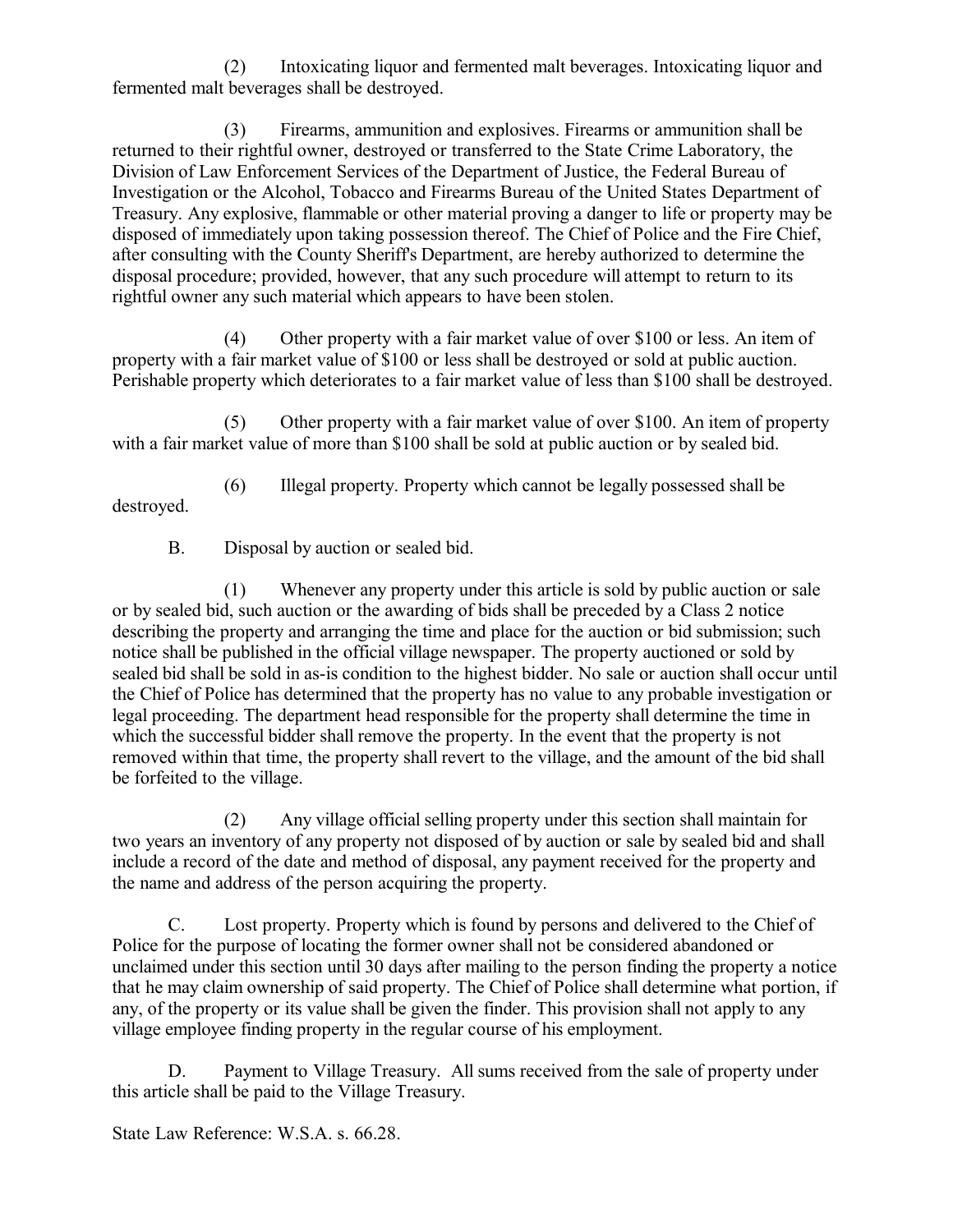(2) Intoxicating liquor and fermented malt beverages. Intoxicating liquor and fermented malt beverages shall be destroyed.

(3) Firearms, ammunition and explosives. Firearms or ammunition shall be returned to their rightful owner, destroyed or transferred to the State Crime Laboratory, the Division of Law Enforcement Services of the Department of Justice, the Federal Bureau of Investigation or the Alcohol, Tobacco and Firearms Bureau of the United States Department of Treasury. Any explosive, flammable or other material proving a danger to life or property may be disposed of immediately upon taking possession thereof. The Chief of Police and the Fire Chief, after consulting with the County Sheriff's Department, are hereby authorized to determine the disposal procedure; provided, however, that any such procedure will attempt to return to its rightful owner any such material which appears to have been stolen.

(4) Other property with a fair market value of over $100 or less. An item of property with a fair market value of $100 or less shall be destroyed or sold at public auction. Perishable property which deteriorates to a fair market value of less than $100 shall be destroyed.

(5) Other property with a fair market value of over $100. An item of property with a fair market value of more than $100 shall be sold at public auction or by sealed bid.

(6) Illegal property. Property which cannot be legally possessed shall be destroyed.

B. Disposal by auction or sealed bid.

(1) Whenever any property under this article is sold by public auction or sale or by sealed bid, such auction or the awarding of bids shall be preceded by a Class 2 notice describing the property and arranging the time and place for the auction or bid submission; such notice shall be published in the official village newspaper. The property auctioned or sold by sealed bid shall be sold in as-is condition to the highest bidder. No sale or auction shall occur until the Chief of Police has determined that the property has no value to any probable investigation or legal proceeding. The department head responsible for the property shall determine the time in which the successful bidder shall remove the property. In the event that the property is not removed within that time, the property shall revert to the village, and the amount of the bid shall be forfeited to the village.

(2) Any village official selling property under this section shall maintain for two years an inventory of any property not disposed of by auction or sale by sealed bid and shall include a record of the date and method of disposal, any payment received for the property and the name and address of the person acquiring the property.

C. Lost property. Property which is found by persons and delivered to the Chief of Police for the purpose of locating the former owner shall not be considered abandoned or unclaimed under this section until 30 days after mailing to the person finding the property a notice that he may claim ownership of said property. The Chief of Police shall determine what portion, if any, of the property or its value shall be given the finder. This provision shall not apply to any village employee finding property in the regular course of his employment.

D. Payment to Village Treasury. All sums received from the sale of property under this article shall be paid to the Village Treasury.

State Law Reference: W.S.A. s. 66.28.